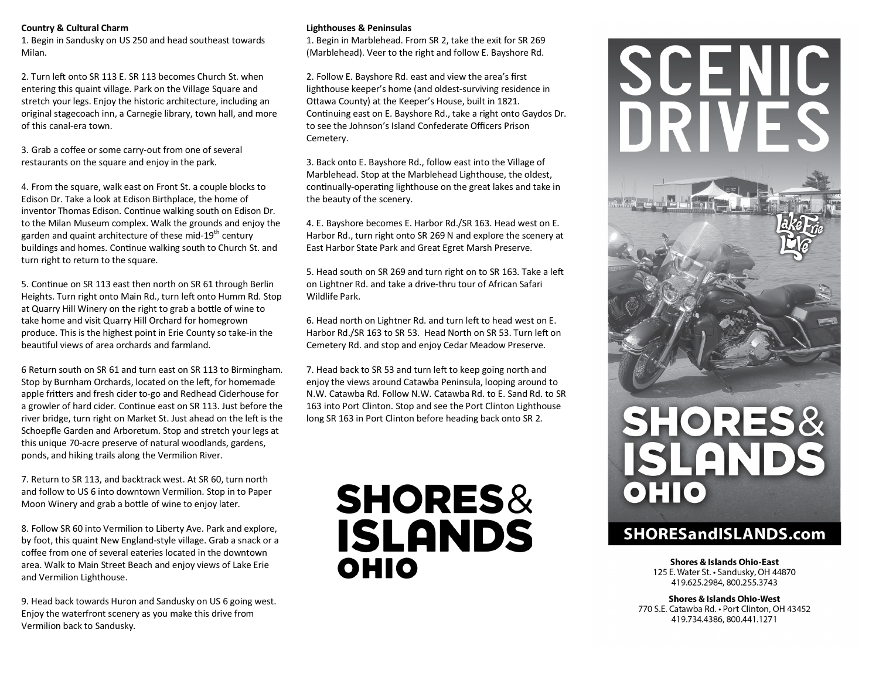### Country & Cultural Charm

1. Begin in Sandusky on US 250 and head southeast towards Milan.

2. Turn left onto SR 113 E. SR 113 becomes Church St. when entering this quaint village. Park on the Village Square and stretch your legs. Enjoy the historic architecture, including an original stagecoach inn, a Carnegie library, town hall, and more of this canal-era town.

3. Grab a coffee or some carry-out from one of several restaurants on the square and enjoy in the park.

4. From the square, walk east on Front St. a couple blocks to Edison Dr. Take a look at Edison Birthplace, the home of inventor Thomas Edison. Continue walking south on Edison Dr. to the Milan Museum complex. Walk the grounds and enjoy the garden and quaint architecture of these mid-19th century buildings and homes. Continue walking south to Church St. and turn right to return to the square.

5. Continue on SR 113 east then north on SR 61 through Berlin Heights. Turn right onto Main Rd., turn left onto Humm Rd. Stop at Quarry Hill Winery on the right to grab a bottle of wine to take home and visit Quarry Hill Orchard for homegrown produce. This is the highest point in Erie County so take-in the beautiful views of area orchards and farmland.

6 Return south on SR 61 and turn east on SR 113 to Birmingham. Stop by Burnham Orchards, located on the left, for homemade apple fritters and fresh cider to-go and Redhead Ciderhouse for a growler of hard cider. Continue east on SR 113. Just before the river bridge, turn right on Market St. Just ahead on the left is the Schoepfle Garden and Arboretum. Stop and stretch your legs at this unique 70-acre preserve of natural woodlands, gardens, ponds, and hiking trails along the Vermilion River.

7. Return to SR 113, and backtrack west. At SR 60, turn north and follow to US 6 into downtown Vermilion. Stop in to Paper Moon Winery and grab a bottle of wine to enjoy later.

8. Follow SR 60 into Vermilion to Liberty Ave. Park and explore, by foot, this quaint New England-style village. Grab a snack or a coffee from one of several eateries located in the downtown area. Walk to Main Street Beach and enjoy views of Lake Erie and Vermilion Lighthouse.

9. Head back towards Huron and Sandusky on US 6 going west. Enjoy the waterfront scenery as you make this drive from Vermilion back to Sandusky.

### Lighthouses & Peninsulas

1. Begin in Marblehead. From SR 2, take the exit for SR 269 (Marblehead). Veer to the right and follow E. Bayshore Rd.

2. Follow E. Bayshore Rd. east and view the area's first lighthouse keeper's home (and oldest-surviving residence in Ottawa County) at the Keeper's House, built in 1821. Continuing east on E. Bayshore Rd., take a right onto Gaydos Dr. to see the Johnson's Island Confederate Officers Prison Cemetery.

3. Back onto E. Bayshore Rd., follow east into the Village of Marblehead. Stop at the Marblehead Lighthouse, the oldest, continually-operating lighthouse on the great lakes and take in the beauty of the scenery.

4. E. Bayshore becomes E. Harbor Rd./SR 163. Head west on E. Harbor Rd., turn right onto SR 269 N and explore the scenery at East Harbor State Park and Great Egret Marsh Preserve.

5. Head south on SR 269 and turn right on to SR 163. Take a left on Lightner Rd. and take a drive-thru tour of African Safari Wildlife Park.

6. Head north on Lightner Rd. and turn left to head west on E. Harbor Rd./SR 163 to SR 53. Head North on SR 53. Turn left on Cemetery Rd. and stop and enjoy Cedar Meadow Preserve.

7. Head back to SR 53 and turn left to keep going north and enjoy the views around Catawba Peninsula, looping around to N.W. Catawba Rd. Follow N.W. Catawba Rd. to E. Sand Rd. to SR 163 into Port Clinton. Stop and see the Port Clinton Lighthouse long SR 163 in Port Clinton before heading back onto SR 2.

**SHORES & ISLANDS OHIO**

# SCENIC DRIVES

Lake Erie Love

**SHORES & ISLANDS OHIO**

**SHORESandISLANDS.com**

**Shores & Islands Ohio-East**
125 E. Water St. • Sandusky, OH 44870
419.625.2984, 800.255.3743

**Shores & Islands Ohio-West**
770 S.E. Catawba Rd. • Port Clinton, OH 43452
419.734.4386, 800.441.1271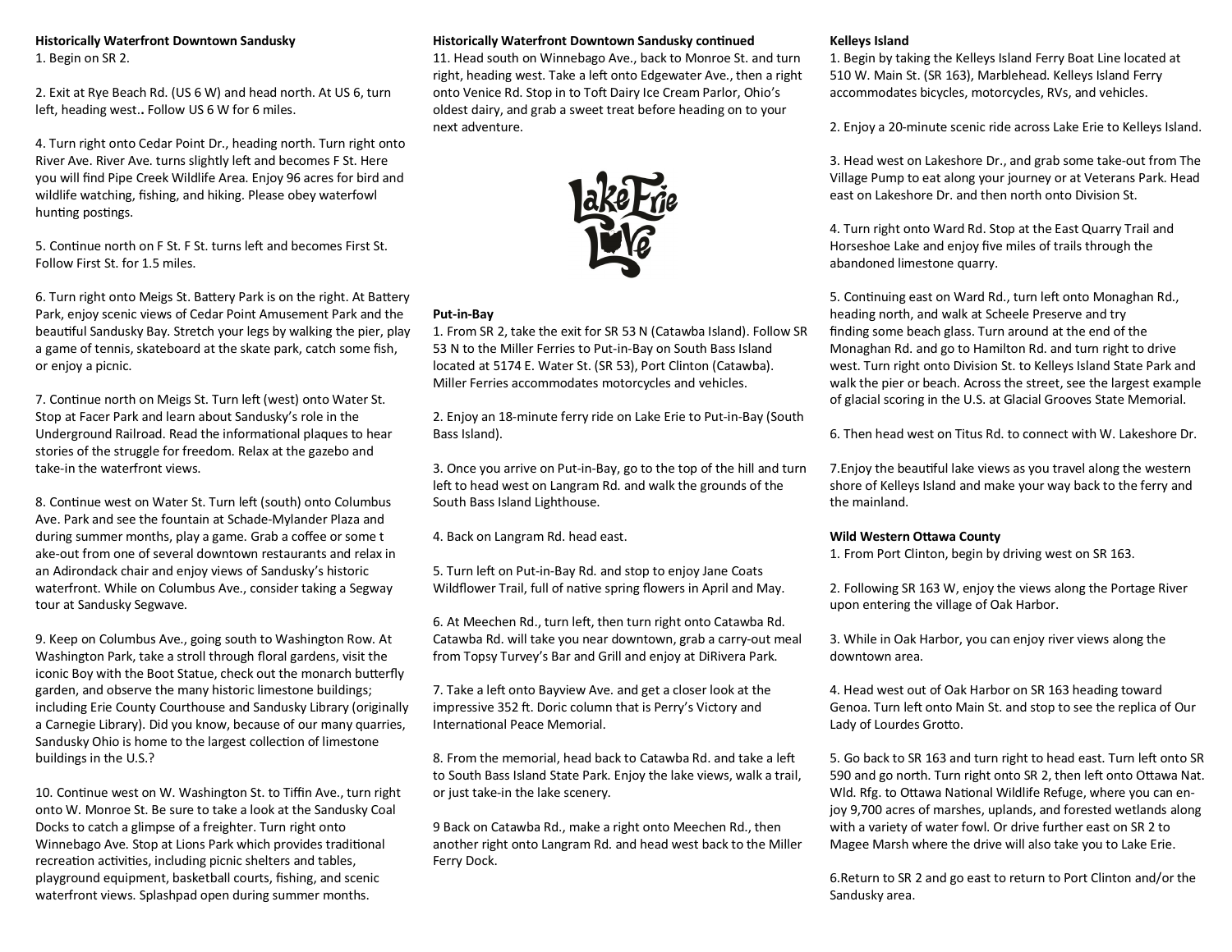**Historically Waterfront Downtown Sandusky**

1. Begin on SR 2.

2. Exit at Rye Beach Rd. (US 6 W) and head north. At US 6, turn left, heading west.. Follow US 6 W for 6 miles.

4. Turn right onto Cedar Point Dr., heading north. Turn right onto River Ave. River Ave. turns slightly left and becomes F St. Here you will find Pipe Creek Wildlife Area. Enjoy 96 acres for bird and wildlife watching, fishing, and hiking. Please obey waterfowl hunting postings.

5. Continue north on F St. F St. turns left and becomes First St. Follow First St. for 1.5 miles.

6. Turn right onto Meigs St. Battery Park is on the right. At Battery Park, enjoy scenic views of Cedar Point Amusement Park and the beautiful Sandusky Bay. Stretch your legs by walking the pier, play a game of tennis, skateboard at the skate park, catch some fish, or enjoy a picnic.

7. Continue north on Meigs St. Turn left (west) onto Water St. Stop at Facer Park and learn about Sandusky's role in the Underground Railroad. Read the informational plaques to hear stories of the struggle for freedom. Relax at the gazebo and take-in the waterfront views.

8. Continue west on Water St. Turn left (south) onto Columbus Ave. Park and see the fountain at Schade-Mylander Plaza and during summer months, play a game. Grab a coffee or some t ake-out from one of several downtown restaurants and relax in an Adirondack chair and enjoy views of Sandusky's historic waterfront. While on Columbus Ave., consider taking a Segway tour at Sandusky Segwave.

9. Keep on Columbus Ave., going south to Washington Row. At Washington Park, take a stroll through floral gardens, visit the iconic Boy with the Boot Statue, check out the monarch butterfly garden, and observe the many historic limestone buildings; including Erie County Courthouse and Sandusky Library (originally a Carnegie Library). Did you know, because of our many quarries, Sandusky Ohio is home to the largest collection of limestone buildings in the U.S.?

10. Continue west on W. Washington St. to Tiffin Ave., turn right onto W. Monroe St. Be sure to take a look at the Sandusky Coal Docks to catch a glimpse of a freighter. Turn right onto Winnebago Ave. Stop at Lions Park which provides traditional recreation activities, including picnic shelters and tables, playground equipment, basketball courts, fishing, and scenic waterfront views. Splashpad open during summer months.

**Historically Waterfront Downtown Sandusky continued**

11. Head south on Winnebago Ave., back to Monroe St. and turn right, heading west. Take a left onto Edgewater Ave., then a right onto Venice Rd. Stop in to Toft Dairy Ice Cream Parlor, Ohio's oldest dairy, and grab a sweet treat before heading on to your next adventure.

Lake Erie Love

**Put-in-Bay**

1. From SR 2, take the exit for SR 53 N (Catawba Island). Follow SR 53 N to the Miller Ferries to Put-in-Bay on South Bass Island located at 5174 E. Water St. (SR 53), Port Clinton (Catawba). Miller Ferries accommodates motorcycles and vehicles.

2. Enjoy an 18-minute ferry ride on Lake Erie to Put-in-Bay (South Bass Island).

3. Once you arrive on Put-in-Bay, go to the top of the hill and turn left to head west on Langram Rd. and walk the grounds of the South Bass Island Lighthouse.

4. Back on Langram Rd. head east.

5. Turn left on Put-in-Bay Rd. and stop to enjoy Jane Coats Wildflower Trail, full of native spring flowers in April and May.

6. At Meechen Rd., turn left, then turn right onto Catawba Rd. Catawba Rd. will take you near downtown, grab a carry-out meal from Topsy Turvey's Bar and Grill and enjoy at DiRivera Park.

7. Take a left onto Bayview Ave. and get a closer look at the impressive 352 ft. Doric column that is Perry's Victory and International Peace Memorial.

8. From the memorial, head back to Catawba Rd. and take a left to South Bass Island State Park. Enjoy the lake views, walk a trail, or just take-in the lake scenery.

9 Back on Catawba Rd., make a right onto Meechen Rd., then another right onto Langram Rd. and head west back to the Miller Ferry Dock.

**Kelleys Island**

1. Begin by taking the Kelleys Island Ferry Boat Line located at 510 W. Main St. (SR 163), Marblehead. Kelleys Island Ferry accommodates bicycles, motorcycles, RVs, and vehicles.

2. Enjoy a 20-minute scenic ride across Lake Erie to Kelleys Island.

3. Head west on Lakeshore Dr., and grab some take-out from The Village Pump to eat along your journey or at Veterans Park. Head east on Lakeshore Dr. and then north onto Division St.

4. Turn right onto Ward Rd. Stop at the East Quarry Trail and Horseshoe Lake and enjoy five miles of trails through the abandoned limestone quarry.

5. Continuing east on Ward Rd., turn left onto Monaghan Rd., heading north, and walk at Scheele Preserve and try finding some beach glass. Turn around at the end of the Monaghan Rd. and go to Hamilton Rd. and turn right to drive west. Turn right onto Division St. to Kelleys Island State Park and walk the pier or beach. Across the street, see the largest example of glacial scoring in the U.S. at Glacial Grooves State Memorial.

6. Then head west on Titus Rd. to connect with W. Lakeshore Dr.

7.Enjoy the beautiful lake views as you travel along the western shore of Kelleys Island and make your way back to the ferry and the mainland.

**Wild Western Ottawa County**

1. From Port Clinton, begin by driving west on SR 163.

2. Following SR 163 W, enjoy the views along the Portage River upon entering the village of Oak Harbor.

3. While in Oak Harbor, you can enjoy river views along the downtown area.

4. Head west out of Oak Harbor on SR 163 heading toward Genoa. Turn left onto Main St. and stop to see the replica of Our Lady of Lourdes Grotto.

5. Go back to SR 163 and turn right to head east. Turn left onto SR 590 and go north. Turn right onto SR 2, then left onto Ottawa Nat. Wld. Rfg. to Ottawa National Wildlife Refuge, where you can enjoy 9,700 acres of marshes, uplands, and forested wetlands along with a variety of water fowl. Or drive further east on SR 2 to Magee Marsh where the drive will also take you to Lake Erie.

6.Return to SR 2 and go east to return to Port Clinton and/or the Sandusky area.